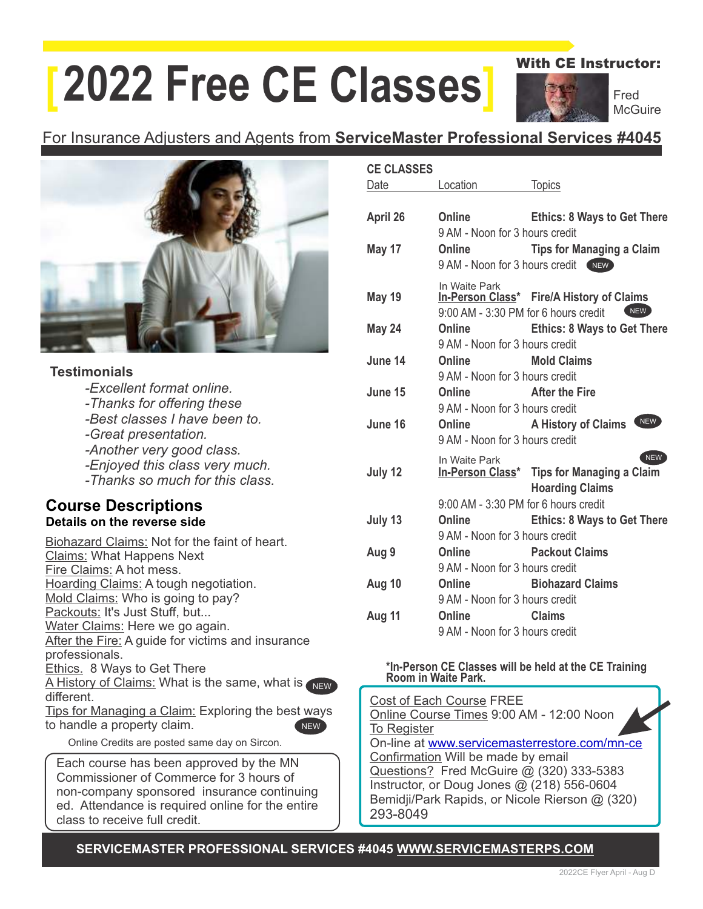# [2022 Free CE Classes]

With CE Instructor: Fred McGuire

For Insurance Adjusters and Agents from **ServiceMaster Professional Services #4045**

### Testimonials

*-Excellent format online.*
*-Thanks for offering these*
*-Best classes I have been to.*
*-Great presentation.*
*-Another very good class.*
*-Enjoyed this class very much.*
*-Thanks so much for this class.*

## Course Descriptions

**Details on the reverse side**

Biohazard Claims: Not for the faint of heart.
Claims: What Happens Next
Fire Claims: A hot mess.
Hoarding Claims: A tough negotiation.
Mold Claims: Who is going to pay?
Packouts: It's Just Stuff, but...
Water Claims: Here we go again.
After the Fire: A guide for victims and insurance professionals.
Ethics. 8 Ways to Get There
A History of Claims: What is the same, what is different. NEW
Tips for Managing a Claim: Exploring the best ways to handle a property claim. NEW

Online Credits are posted same day on Sircon.

Each course has been approved by the MN Commissioner of Commerce for 3 hours of non-company sponsored insurance continuing ed. Attendance is required online for the entire class to receive full credit.

### CE CLASSES

| Date | Location | Topics |
|---|---|---|
| **April 26** | **Online** 9 AM - Noon for 3 hours credit | **Ethics: 8 Ways to Get There** |
| **May 17** | **Online** 9 AM - Noon for 3 hours credit | **Tips for Managing a Claim** NEW |
| **May 19** | In Waite Park **In-Person Class*** 9:00 AM - 3:30 PM for 6 hours credit | **Fire/A History of Claims** NEW |
| **May 24** | **Online** 9 AM - Noon for 3 hours credit | **Ethics: 8 Ways to Get There** |
| **June 14** | **Online** 9 AM - Noon for 3 hours credit | **Mold Claims** |
| **June 15** | **Online** 9 AM - Noon for 3 hours credit | **After the Fire** |
| **June 16** | **Online** 9 AM - Noon for 3 hours credit | **A History of Claims** NEW |
| **July 12** | In Waite Park **In-Person Class*** 9:00 AM - 3:30 PM for 6 hours credit | NEW **Tips for Managing a Claim** **Hoarding Claims** |
| **July 13** | **Online** 9 AM - Noon for 3 hours credit | **Ethics: 8 Ways to Get There** |
| **Aug 9** | **Online** 9 AM - Noon for 3 hours credit | **Packout Claims** |
| **Aug 10** | **Online** 9 AM - Noon for 3 hours credit | **Biohazard Claims** |
| **Aug 11** | **Online** 9 AM - Noon for 3 hours credit | **Claims** |

***In-Person CE Classes will be held at the CE Training Room in Waite Park.**

Cost of Each Course FREE
Online Course Times 9:00 AM - 12:00 Noon
To Register
On-line at www.servicemasterrestore.com/mn-ce
Confirmation Will be made by email
Questions? Fred McGuire @ (320) 333-5383 Instructor, or Doug Jones @ (218) 556-0604 Bemidji/Park Rapids, or Nicole Rierson @ (320) 293-8049

**SERVICEMASTER PROFESSIONAL SERVICES #4045 WWW.SERVICEMASTERPS.COM**

2022CE Flyer April - Aug D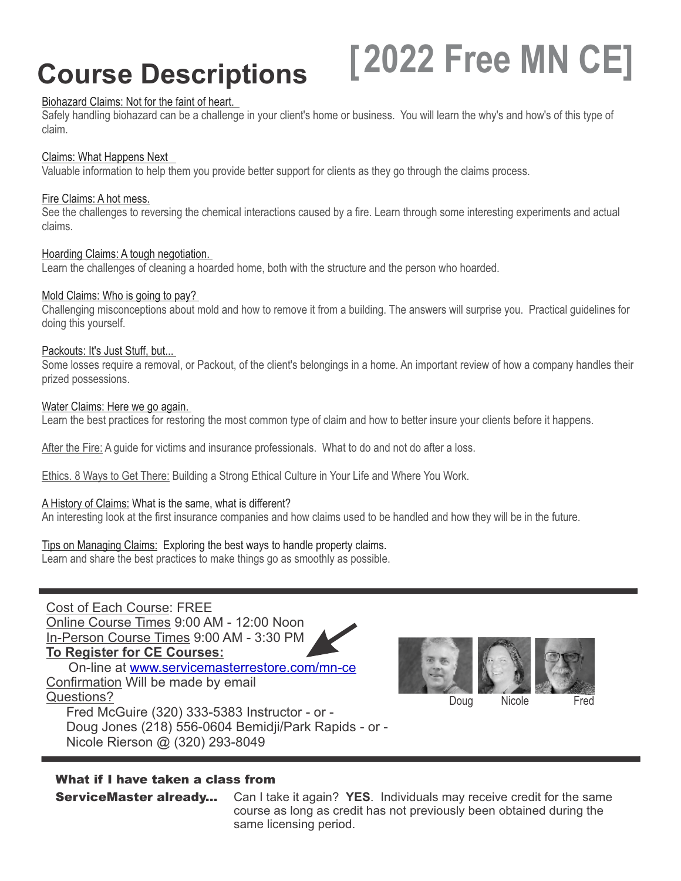# Course Descriptions

# [2022 Free MN CE]

Biohazard Claims: Not for the faint of heart.
Safely handling biohazard can be a challenge in your client's home or business. You will learn the why's and how's of this type of claim.

Claims: What Happens Next
Valuable information to help them you provide better support for clients as they go through the claims process.

Fire Claims: A hot mess.
See the challenges to reversing the chemical interactions caused by a fire. Learn through some interesting experiments and actual claims.

Hoarding Claims: A tough negotiation.
Learn the challenges of cleaning a hoarded home, both with the structure and the person who hoarded.

Mold Claims: Who is going to pay?
Challenging misconceptions about mold and how to remove it from a building. The answers will surprise you. Practical guidelines for doing this yourself.

Packouts: It's Just Stuff, but...
Some losses require a removal, or Packout, of the client's belongings in a home. An important review of how a company handles their prized possessions.

Water Claims: Here we go again.
Learn the best practices for restoring the most common type of claim and how to better insure your clients before it happens.

After the Fire: A guide for victims and insurance professionals. What to do and not do after a loss.

Ethics. 8 Ways to Get There: Building a Strong Ethical Culture in Your Life and Where You Work.

A History of Claims: What is the same, what is different?
An interesting look at the first insurance companies and how claims used to be handled and how they will be in the future.

Tips on Managing Claims: Exploring the best ways to handle property claims.
Learn and share the best practices to make things go as smoothly as possible.

---

Cost of Each Course: FREE
Online Course Times 9:00 AM - 12:00 Noon
In-Person Course Times 9:00 AM - 3:30 PM
**To Register for CE Courses:**
On-line at www.servicemasterrestore.com/mn-ce
Confirmation Will be made by email
Questions?
Fred McGuire (320) 333-5383 Instructor - or -
Doug Jones (218) 556-0604 Bemidji/Park Rapids - or -
Nicole Rierson @ (320) 293-8049

Doug Nicole Fred

---

**What if I have taken a class from ServiceMaster already...** Can I take it again? **YES**. Individuals may receive credit for the same course as long as credit has not previously been obtained during the same licensing period.